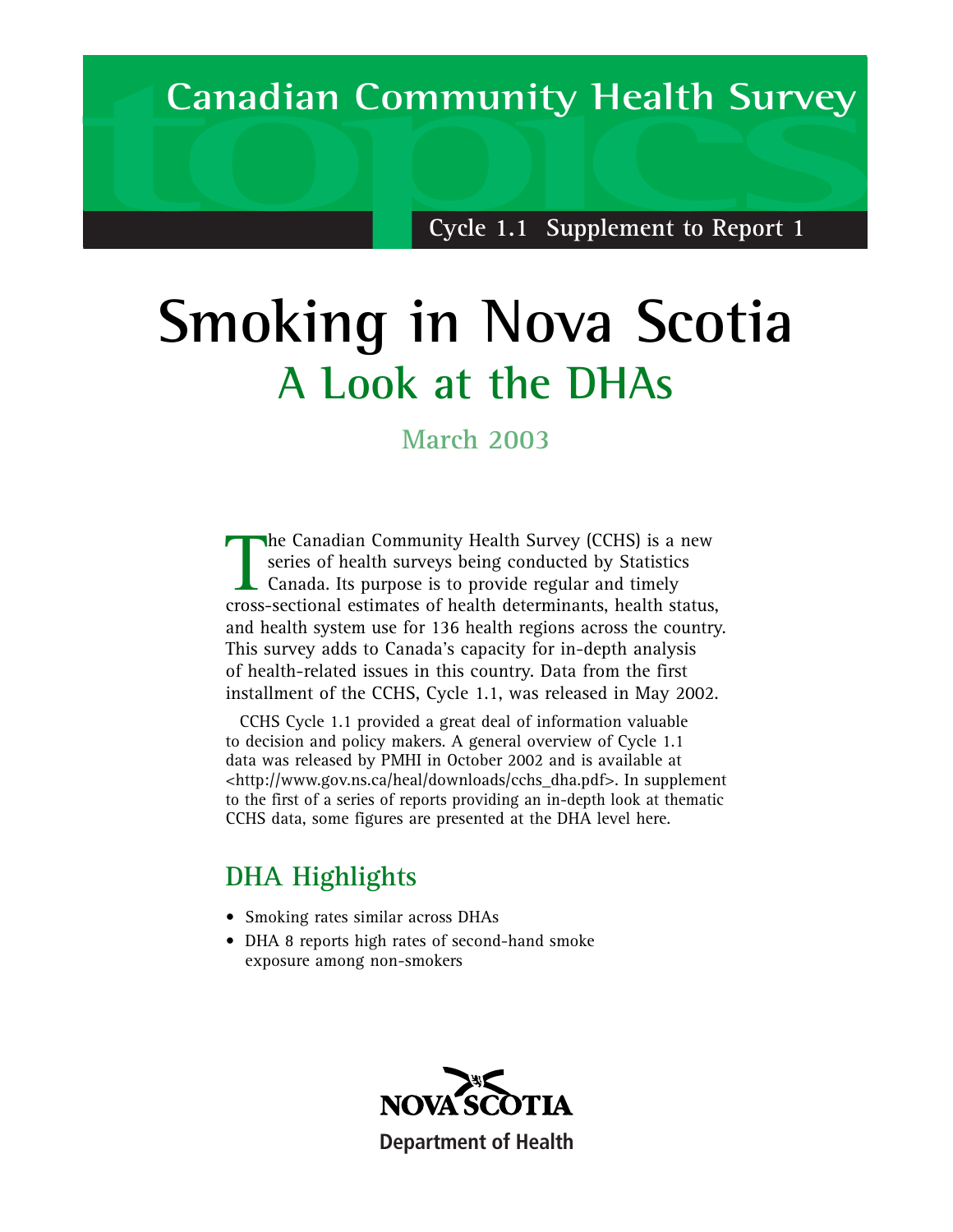Canadian Community Health Survey

Cycle 1.1 Supplement to Report 1

# Smoking in Nova Scotia

## A Look at the DHAs

March 2003

The Canadian Community Health Survey (CCHS) is a new series of health surveys being conducted by Statistics Canada. Its purpose is to provide regular and timely cross-sectional estimates of health determinants, health status, and health system use for 136 health regions across the country. This survey adds to Canada's capacity for in-depth analysis of health-related issues in this country. Data from the first installment of the CCHS, Cycle 1.1, was released in May 2002.

CCHS Cycle 1.1 provided a great deal of information valuable to decision and policy makers. A general overview of Cycle 1.1 data was released by PMHI in October 2002 and is available at <http://www.gov.ns.ca/heal/downloads/cchs_dha.pdf>. In supplement to the first of a series of reports providing an in-depth look at thematic CCHS data, some figures are presented at the DHA level here.

## DHA Highlights

- Smoking rates similar across DHAs
- DHA 8 reports high rates of second-hand smoke exposure among non-smokers

NOVA SCOTIA

Department of Health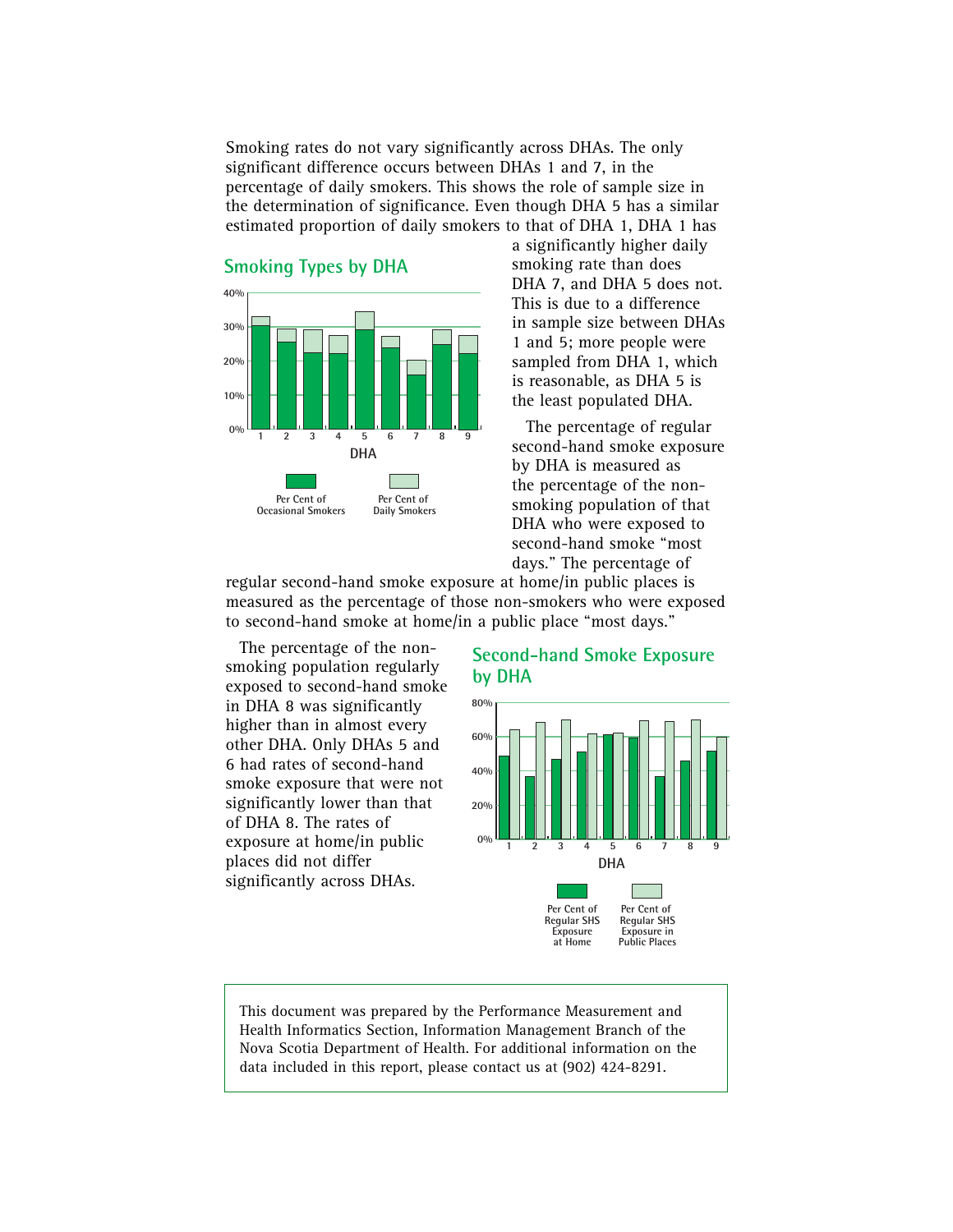Smoking rates do not vary significantly across DHAs. The only significant difference occurs between DHAs 1 and 7, in the percentage of daily smokers. This shows the role of sample size in the determination of significance. Even though DHA 5 has a similar estimated proportion of daily smokers to that of DHA 1, DHA 1 has a significantly higher daily smoking rate than does DHA 7, and DHA 5 does not. This is due to a difference in sample size between DHAs 1 and 5; more people were sampled from DHA 1, which is reasonable, as DHA 5 is the least populated DHA.

### Smoking Types by DHA

40%
30%
20%
10%
0%
1 2 3 4 5 6 7 8 9
DHA

Per Cent of Occasional Smokers
Per Cent of Daily Smokers

The percentage of regular second-hand smoke exposure by DHA is measured as the percentage of the non-smoking population of that DHA who were exposed to second-hand smoke "most days." The percentage of regular second-hand smoke exposure at home/in public places is measured as the percentage of those non-smokers who were exposed to second-hand smoke at home/in a public place "most days."

The percentage of the non-smoking population regularly exposed to second-hand smoke in DHA 8 was significantly higher than in almost every other DHA. Only DHAs 5 and 6 had rates of second-hand smoke exposure that were not significantly lower than that of DHA 8. The rates of exposure at home/in public places did not differ significantly across DHAs.

### Second-hand Smoke Exposure by DHA

80%
60%
40%
20%
0%
1 2 3 4 5 6 7 8 9
DHA

Per Cent of Regular SHS Exposure at Home
Per Cent of Regular SHS Exposure in Public Places

This document was prepared by the Performance Measurement and Health Informatics Section, Information Management Branch of the Nova Scotia Department of Health. For additional information on the data included in this report, please contact us at (902) 424-8291.